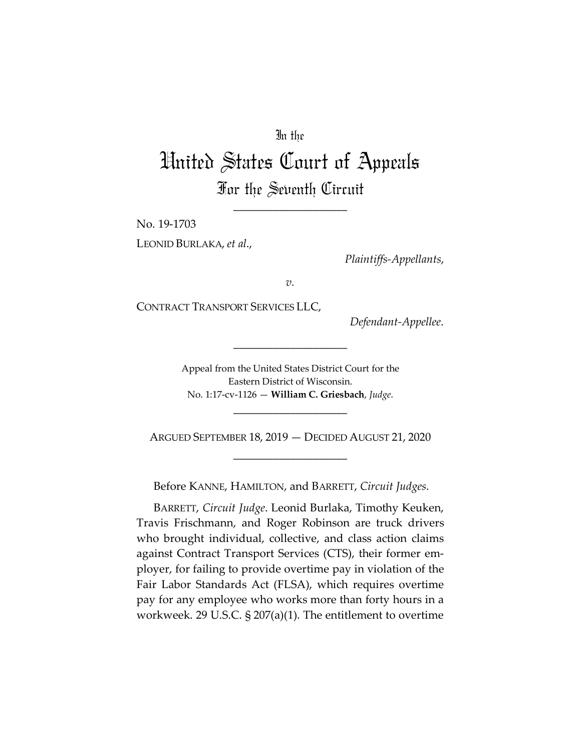In the

# United States Court of Appeals
## For the Seventh Circuit

____________________

No. 19-1703

LEONID BURLAKA, *et al.*,

*Plaintiffs-Appellants*,

*v.*

CONTRACT TRANSPORT SERVICES LLC,

*Defendant-Appellee*.

____________________

Appeal from the United States District Court for the Eastern District of Wisconsin.
No. 1:17-cv-1126 — **William C. Griesbach**, *Judge*.

____________________

ARGUED SEPTEMBER 18, 2019 — DECIDED AUGUST 21, 2020

____________________

Before KANNE, HAMILTON, and BARRETT, *Circuit Judges*.

BARRETT, *Circuit Judge*. Leonid Burlaka, Timothy Keuken, Travis Frischmann, and Roger Robinson are truck drivers who brought individual, collective, and class action claims against Contract Transport Services (CTS), their former employer, for failing to provide overtime pay in violation of the Fair Labor Standards Act (FLSA), which requires overtime pay for any employee who works more than forty hours in a workweek. 29 U.S.C. § 207(a)(1). The entitlement to overtime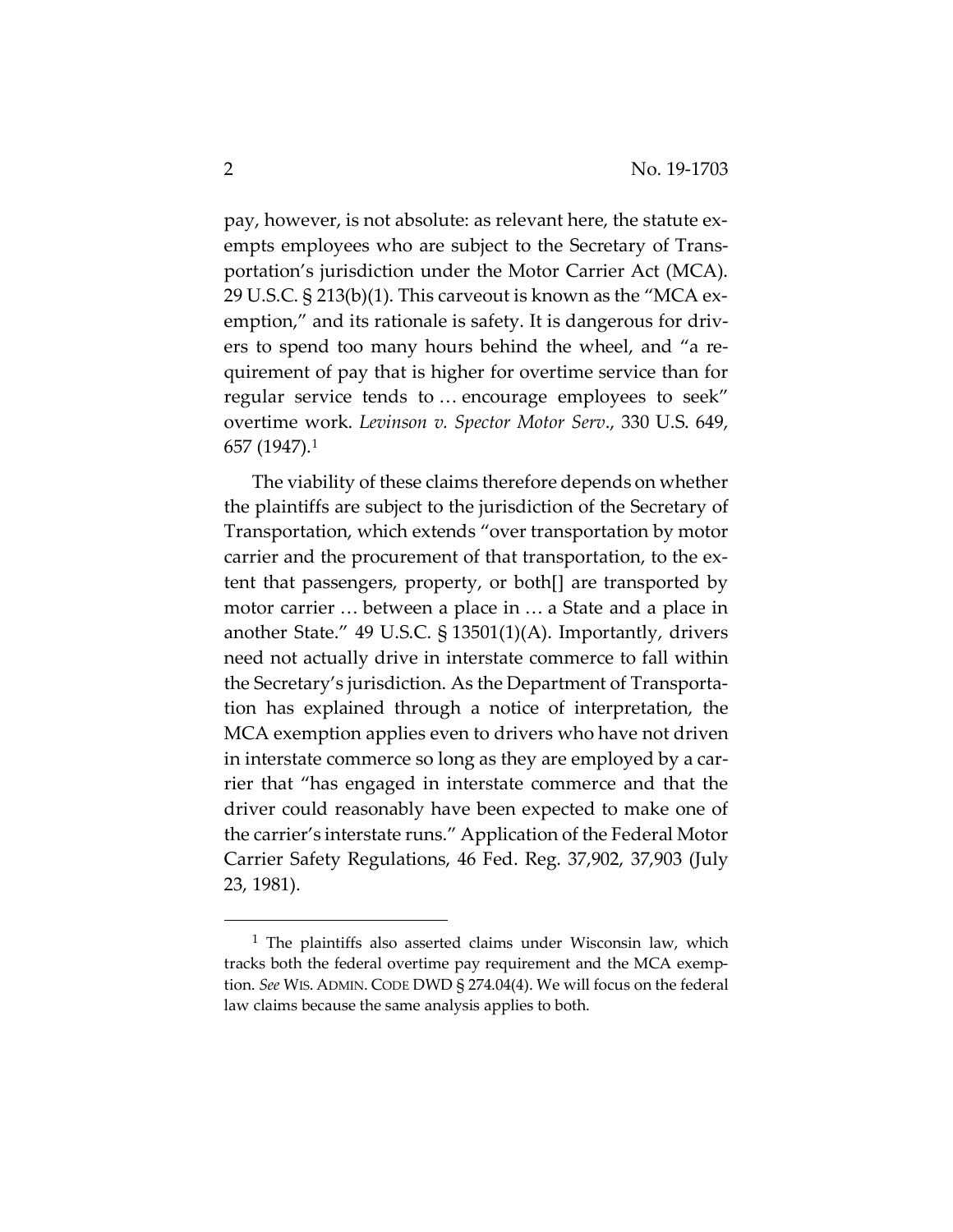pay, however, is not absolute: as relevant here, the statute exempts employees who are subject to the Secretary of Transportation's jurisdiction under the Motor Carrier Act (MCA). 29 U.S.C. § 213(b)(1). This carveout is known as the "MCA exemption," and its rationale is safety. It is dangerous for drivers to spend too many hours behind the wheel, and "a requirement of pay that is higher for overtime service than for regular service tends to … encourage employees to seek" overtime work. *Levinson v. Spector Motor Serv*., 330 U.S. 649, 657 (1947).[1]

The viability of these claims therefore depends on whether the plaintiffs are subject to the jurisdiction of the Secretary of Transportation, which extends "over transportation by motor carrier and the procurement of that transportation, to the extent that passengers, property, or both[] are transported by motor carrier … between a place in … a State and a place in another State." 49 U.S.C. § 13501(1)(A). Importantly, drivers need not actually drive in interstate commerce to fall within the Secretary's jurisdiction. As the Department of Transportation has explained through a notice of interpretation, the MCA exemption applies even to drivers who have not driven in interstate commerce so long as they are employed by a carrier that "has engaged in interstate commerce and that the driver could reasonably have been expected to make one of the carrier's interstate runs." Application of the Federal Motor Carrier Safety Regulations, 46 Fed. Reg. 37,902, 37,903 (July 23, 1981).

---

[1] The plaintiffs also asserted claims under Wisconsin law, which tracks both the federal overtime pay requirement and the MCA exemption. *See* WIS. ADMIN. CODE DWD § 274.04(4). We will focus on the federal law claims because the same analysis applies to both.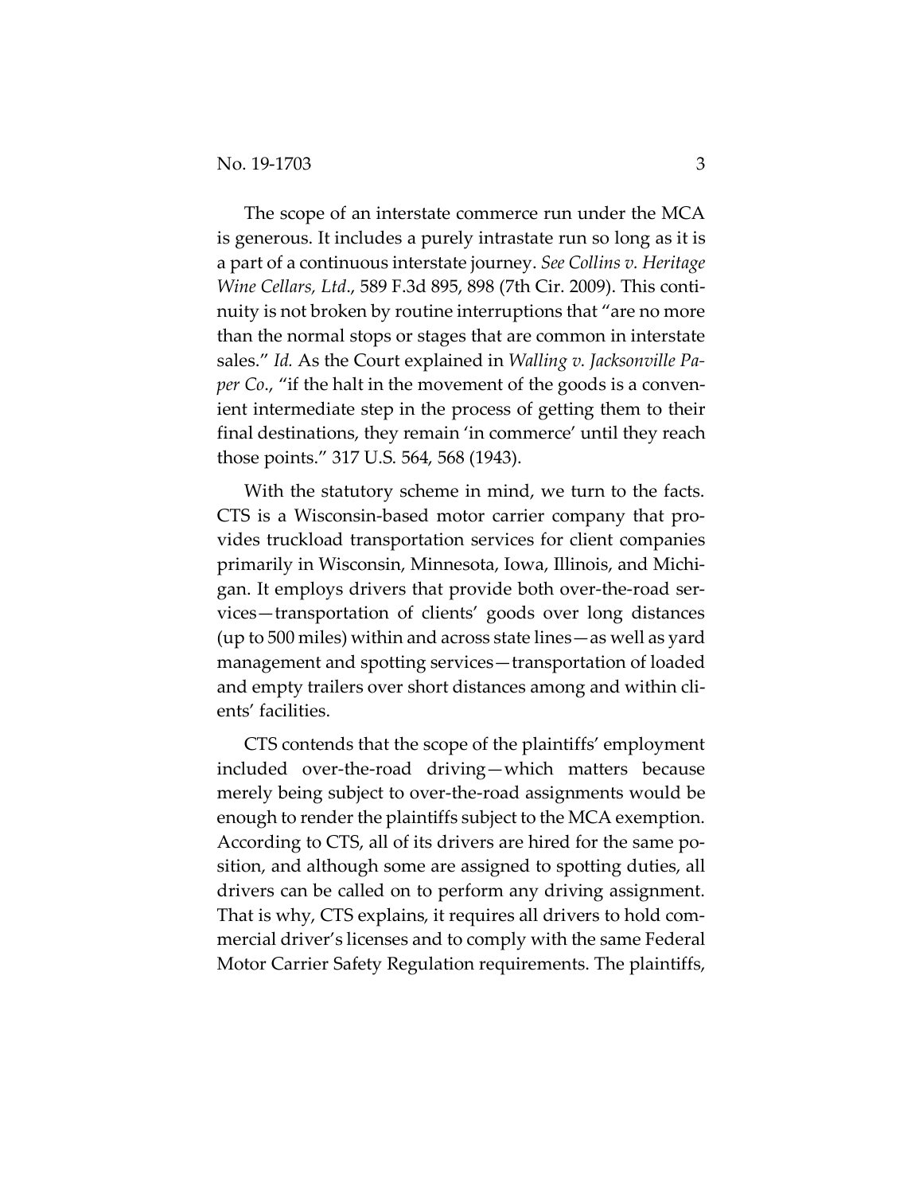The scope of an interstate commerce run under the MCA is generous. It includes a purely intrastate run so long as it is a part of a continuous interstate journey. *See Collins v. Heritage Wine Cellars, Ltd.*, 589 F.3d 895, 898 (7th Cir. 2009). This continuity is not broken by routine interruptions that "are no more than the normal stops or stages that are common in interstate sales." *Id.* As the Court explained in *Walling v. Jacksonville Paper Co.*, "if the halt in the movement of the goods is a convenient intermediate step in the process of getting them to their final destinations, they remain 'in commerce' until they reach those points." 317 U.S. 564, 568 (1943).

With the statutory scheme in mind, we turn to the facts. CTS is a Wisconsin-based motor carrier company that provides truckload transportation services for client companies primarily in Wisconsin, Minnesota, Iowa, Illinois, and Michigan. It employs drivers that provide both over-the-road services—transportation of clients' goods over long distances (up to 500 miles) within and across state lines—as well as yard management and spotting services—transportation of loaded and empty trailers over short distances among and within clients' facilities.

CTS contends that the scope of the plaintiffs' employment included over-the-road driving—which matters because merely being subject to over-the-road assignments would be enough to render the plaintiffs subject to the MCA exemption. According to CTS, all of its drivers are hired for the same position, and although some are assigned to spotting duties, all drivers can be called on to perform any driving assignment. That is why, CTS explains, it requires all drivers to hold commercial driver's licenses and to comply with the same Federal Motor Carrier Safety Regulation requirements. The plaintiffs,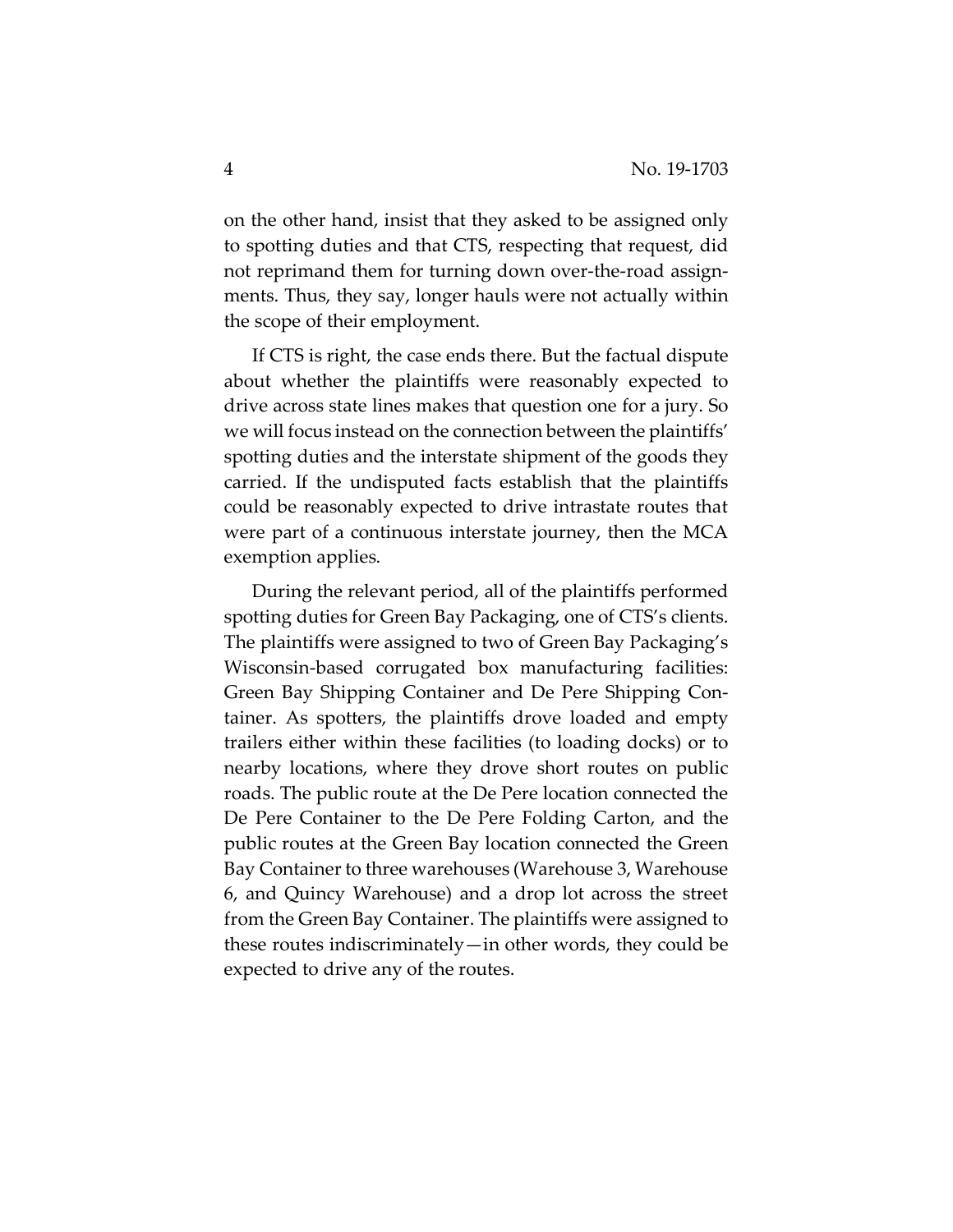on the other hand, insist that they asked to be assigned only to spotting duties and that CTS, respecting that request, did not reprimand them for turning down over-the-road assignments. Thus, they say, longer hauls were not actually within the scope of their employment.

If CTS is right, the case ends there. But the factual dispute about whether the plaintiffs were reasonably expected to drive across state lines makes that question one for a jury. So we will focus instead on the connection between the plaintiffs' spotting duties and the interstate shipment of the goods they carried. If the undisputed facts establish that the plaintiffs could be reasonably expected to drive intrastate routes that were part of a continuous interstate journey, then the MCA exemption applies.

During the relevant period, all of the plaintiffs performed spotting duties for Green Bay Packaging, one of CTS's clients. The plaintiffs were assigned to two of Green Bay Packaging's Wisconsin-based corrugated box manufacturing facilities: Green Bay Shipping Container and De Pere Shipping Container. As spotters, the plaintiffs drove loaded and empty trailers either within these facilities (to loading docks) or to nearby locations, where they drove short routes on public roads. The public route at the De Pere location connected the De Pere Container to the De Pere Folding Carton, and the public routes at the Green Bay location connected the Green Bay Container to three warehouses (Warehouse 3, Warehouse 6, and Quincy Warehouse) and a drop lot across the street from the Green Bay Container. The plaintiffs were assigned to these routes indiscriminately—in other words, they could be expected to drive any of the routes.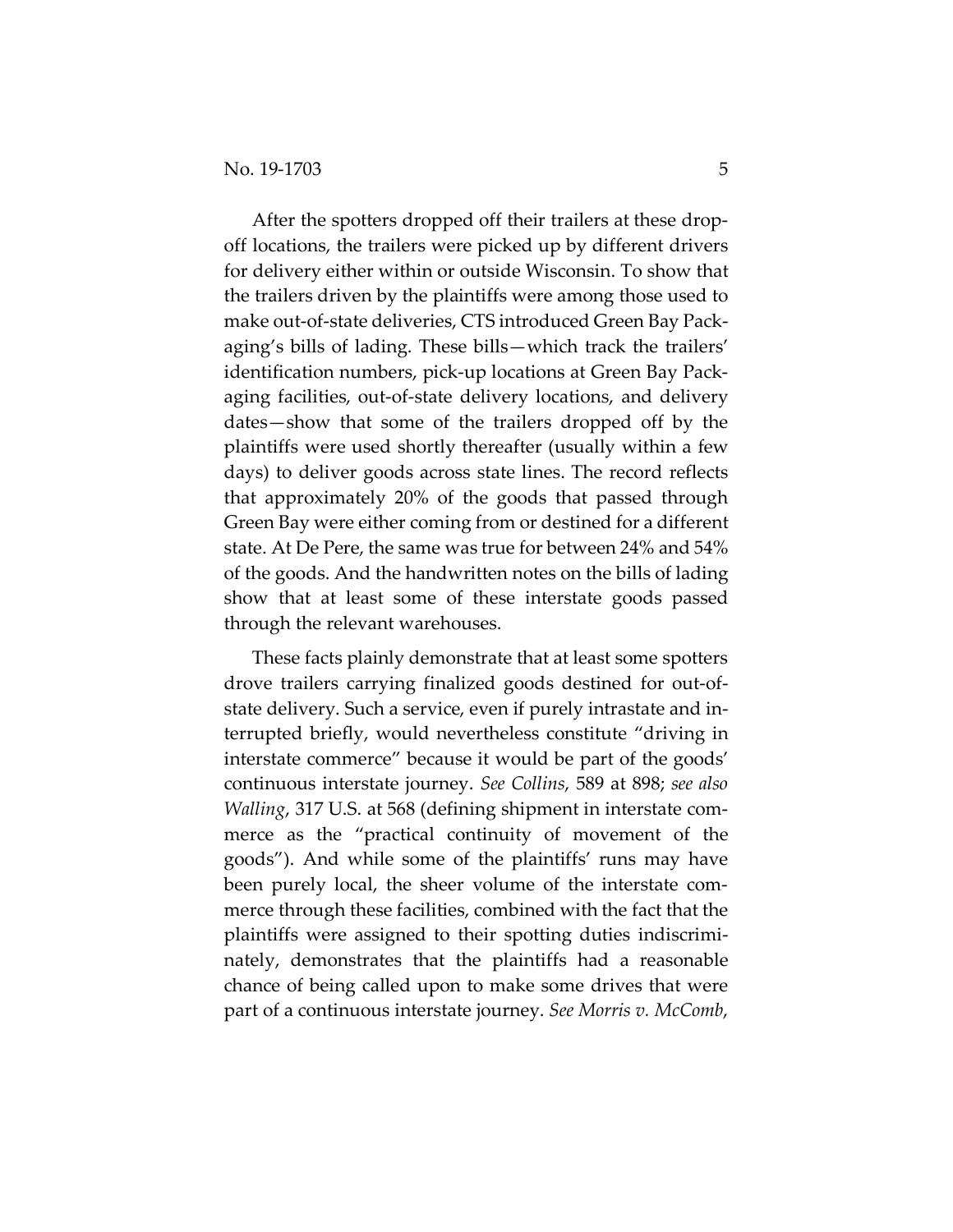After the spotters dropped off their trailers at these drop-off locations, the trailers were picked up by different drivers for delivery either within or outside Wisconsin. To show that the trailers driven by the plaintiffs were among those used to make out-of-state deliveries, CTS introduced Green Bay Packaging's bills of lading. These bills—which track the trailers' identification numbers, pick-up locations at Green Bay Packaging facilities, out-of-state delivery locations, and delivery dates—show that some of the trailers dropped off by the plaintiffs were used shortly thereafter (usually within a few days) to deliver goods across state lines. The record reflects that approximately 20% of the goods that passed through Green Bay were either coming from or destined for a different state. At De Pere, the same was true for between 24% and 54% of the goods. And the handwritten notes on the bills of lading show that at least some of these interstate goods passed through the relevant warehouses.

These facts plainly demonstrate that at least some spotters drove trailers carrying finalized goods destined for out-of-state delivery. Such a service, even if purely intrastate and interrupted briefly, would nevertheless constitute "driving in interstate commerce" because it would be part of the goods' continuous interstate journey. *See Collins*, 589 at 898; *see also Walling*, 317 U.S. at 568 (defining shipment in interstate commerce as the "practical continuity of movement of the goods"). And while some of the plaintiffs' runs may have been purely local, the sheer volume of the interstate commerce through these facilities, combined with the fact that the plaintiffs were assigned to their spotting duties indiscriminately, demonstrates that the plaintiffs had a reasonable chance of being called upon to make some drives that were part of a continuous interstate journey. *See Morris v. McComb*,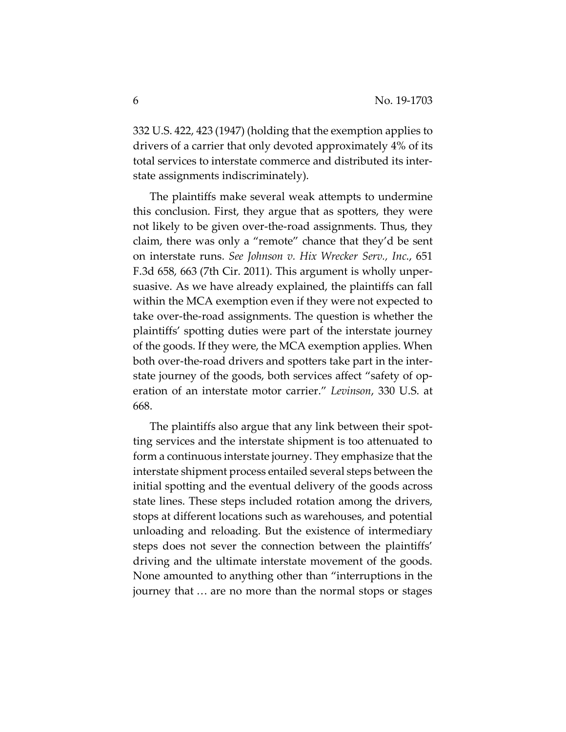332 U.S. 422, 423 (1947) (holding that the exemption applies to drivers of a carrier that only devoted approximately 4% of its total services to interstate commerce and distributed its interstate assignments indiscriminately).

The plaintiffs make several weak attempts to undermine this conclusion. First, they argue that as spotters, they were not likely to be given over-the-road assignments. Thus, they claim, there was only a "remote" chance that they'd be sent on interstate runs. *See Johnson v. Hix Wrecker Serv., Inc.*, 651 F.3d 658, 663 (7th Cir. 2011). This argument is wholly unpersuasive. As we have already explained, the plaintiffs can fall within the MCA exemption even if they were not expected to take over-the-road assignments. The question is whether the plaintiffs' spotting duties were part of the interstate journey of the goods. If they were, the MCA exemption applies. When both over-the-road drivers and spotters take part in the interstate journey of the goods, both services affect "safety of operation of an interstate motor carrier." *Levinson*, 330 U.S. at 668.

The plaintiffs also argue that any link between their spotting services and the interstate shipment is too attenuated to form a continuous interstate journey. They emphasize that the interstate shipment process entailed several steps between the initial spotting and the eventual delivery of the goods across state lines. These steps included rotation among the drivers, stops at different locations such as warehouses, and potential unloading and reloading. But the existence of intermediary steps does not sever the connection between the plaintiffs' driving and the ultimate interstate movement of the goods. None amounted to anything other than "interruptions in the journey that … are no more than the normal stops or stages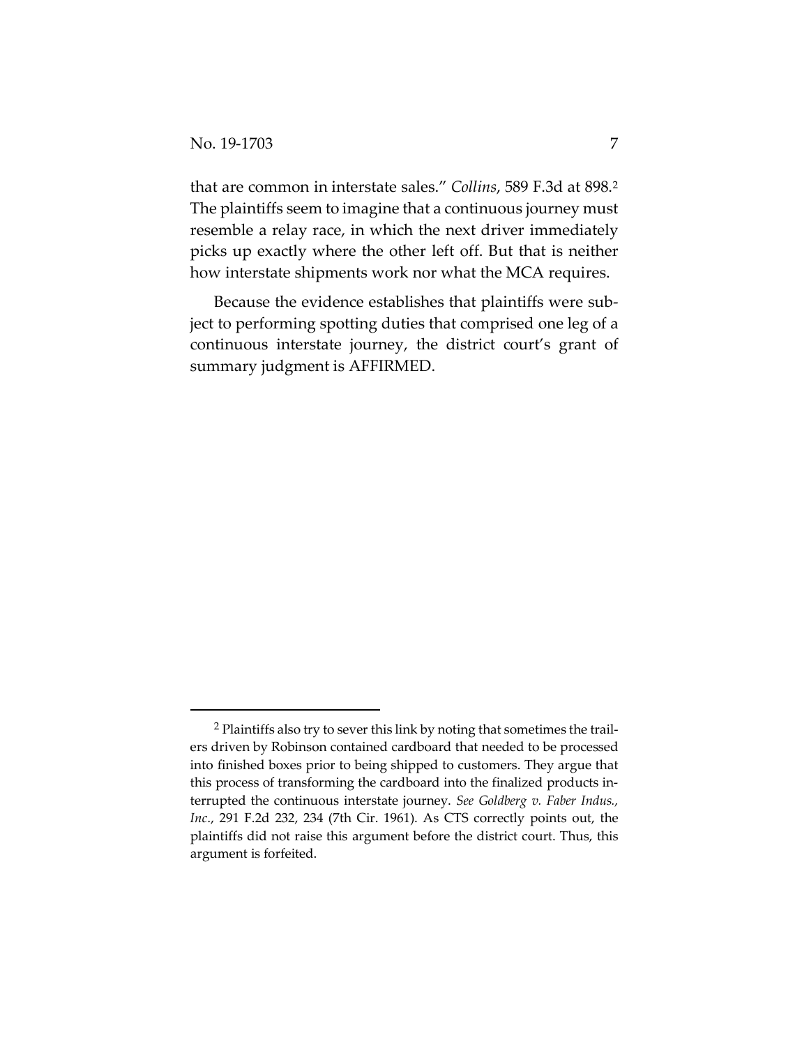that are common in interstate sales." *Collins*, 589 F.3d at 898.[2] The plaintiffs seem to imagine that a continuous journey must resemble a relay race, in which the next driver immediately picks up exactly where the other left off. But that is neither how interstate shipments work nor what the MCA requires.

Because the evidence establishes that plaintiffs were subject to performing spotting duties that comprised one leg of a continuous interstate journey, the district court's grant of summary judgment is AFFIRMED.

---

[2] Plaintiffs also try to sever this link by noting that sometimes the trailers driven by Robinson contained cardboard that needed to be processed into finished boxes prior to being shipped to customers. They argue that this process of transforming the cardboard into the finalized products interrupted the continuous interstate journey. *See Goldberg v. Faber Indus., Inc.*, 291 F.2d 232, 234 (7th Cir. 1961). As CTS correctly points out, the plaintiffs did not raise this argument before the district court. Thus, this argument is forfeited.